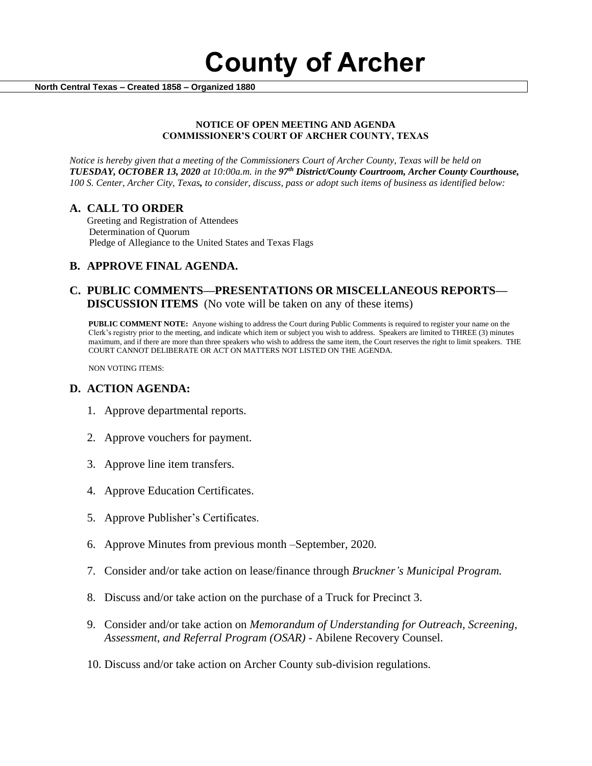# County of Archer

**North Central Texas – Created 1858 – Organized 1880**

**NOTICE OF OPEN MEETING AND AGENDA**
**COMMISSIONER'S COURT OF ARCHER COUNTY, TEXAS**

*Notice is hereby given that a meeting of the Commissioners Court of Archer County, Texas will be held on **TUESDAY, OCTOBER 13, 2020** at 10:00a.m. in the **97th District/County Courtroom, Archer County Courthouse,** 100 S. Center, Archer City, Texas, to consider, discuss, pass or adopt such items of business as identified below:*

## A. CALL TO ORDER

Greeting and Registration of Attendees
Determination of Quorum
Pledge of Allegiance to the United States and Texas Flags

## B. APPROVE FINAL AGENDA.

## C. PUBLIC COMMENTS—PRESENTATIONS OR MISCELLANEOUS REPORTS—DISCUSSION ITEMS (No vote will be taken on any of these items)

**PUBLIC COMMENT NOTE:** Anyone wishing to address the Court during Public Comments is required to register your name on the Clerk's registry prior to the meeting, and indicate which item or subject you wish to address. Speakers are limited to THREE (3) minutes maximum, and if there are more than three speakers who wish to address the same item, the Court reserves the right to limit speakers. THE COURT CANNOT DELIBERATE OR ACT ON MATTERS NOT LISTED ON THE AGENDA.

NON VOTING ITEMS:

## D. ACTION AGENDA:

1. Approve departmental reports.
2. Approve vouchers for payment.
3. Approve line item transfers.
4. Approve Education Certificates.
5. Approve Publisher's Certificates.
6. Approve Minutes from previous month –September, 2020.
7. Consider and/or take action on lease/finance through *Bruckner's Municipal Program.*
8. Discuss and/or take action on the purchase of a Truck for Precinct 3.
9. Consider and/or take action on *Memorandum of Understanding for Outreach, Screening, Assessment, and Referral Program (OSAR)* - Abilene Recovery Counsel.
10. Discuss and/or take action on Archer County sub-division regulations.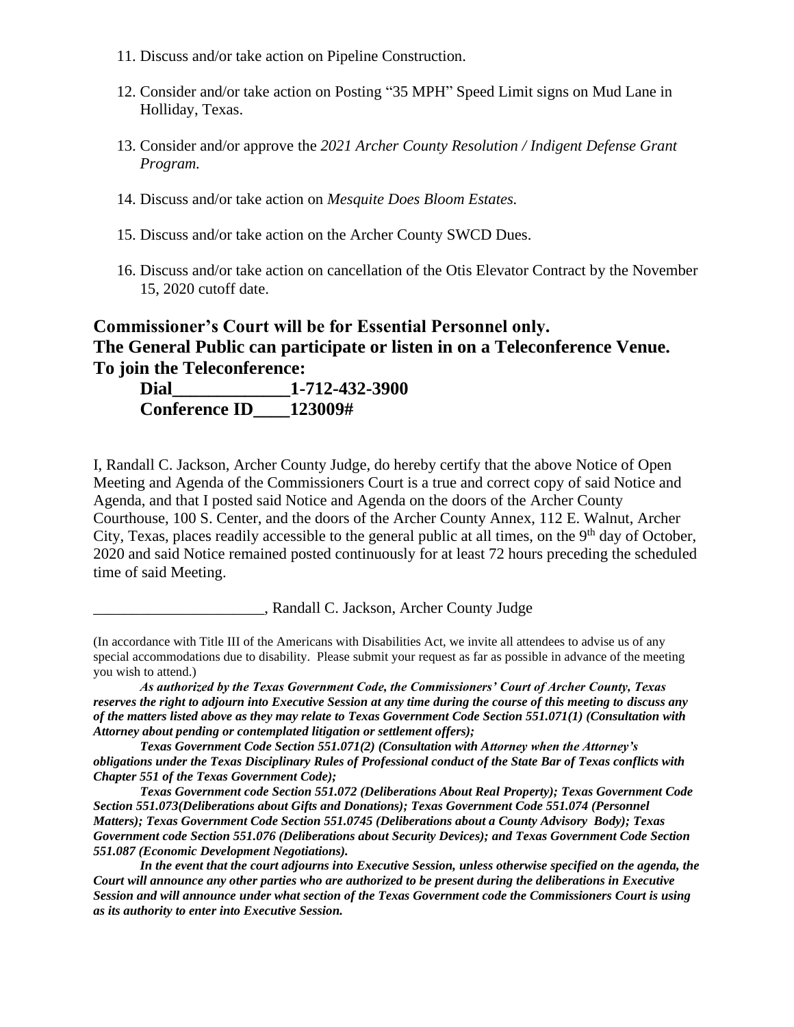11. Discuss and/or take action on Pipeline Construction.

12. Consider and/or take action on Posting "35 MPH" Speed Limit signs on Mud Lane in Holliday, Texas.

13. Consider and/or approve the *2021 Archer County Resolution / Indigent Defense Grant Program.*

14. Discuss and/or take action on *Mesquite Does Bloom Estates.*

15. Discuss and/or take action on the Archer County SWCD Dues.

16. Discuss and/or take action on cancellation of the Otis Elevator Contract by the November 15, 2020 cutoff date.

**Commissioner's Court will be for Essential Personnel only.**
**The General Public can participate or listen in on a Teleconference Venue.**
**To join the Teleconference:**

**Dial_____________1-712-432-3900**
**Conference ID____123009#**

I, Randall C. Jackson, Archer County Judge, do hereby certify that the above Notice of Open Meeting and Agenda of the Commissioners Court is a true and correct copy of said Notice and Agenda, and that I posted said Notice and Agenda on the doors of the Archer County Courthouse, 100 S. Center, and the doors of the Archer County Annex, 112 E. Walnut, Archer City, Texas, places readily accessible to the general public at all times, on the 9th day of October, 2020 and said Notice remained posted continuously for at least 72 hours preceding the scheduled time of said Meeting.

______________________, Randall C. Jackson, Archer County Judge

(In accordance with Title III of the Americans with Disabilities Act, we invite all attendees to advise us of any special accommodations due to disability. Please submit your request as far as possible in advance of the meeting you wish to attend.)

***As authorized by the Texas Government Code, the Commissioners' Court of Archer County, Texas reserves the right to adjourn into Executive Session at any time during the course of this meeting to discuss any of the matters listed above as they may relate to Texas Government Code Section 551.071(1) (Consultation with Attorney about pending or contemplated litigation or settlement offers);***

***Texas Government Code Section 551.071(2) (Consultation with Attorney when the Attorney's obligations under the Texas Disciplinary Rules of Professional conduct of the State Bar of Texas conflicts with Chapter 551 of the Texas Government Code);***

***Texas Government code Section 551.072 (Deliberations About Real Property); Texas Government Code Section 551.073(Deliberations about Gifts and Donations); Texas Government Code 551.074 (Personnel Matters); Texas Government Code Section 551.0745 (Deliberations about a County Advisory Body); Texas Government code Section 551.076 (Deliberations about Security Devices); and Texas Government Code Section 551.087 (Economic Development Negotiations).***

***In the event that the court adjourns into Executive Session, unless otherwise specified on the agenda, the Court will announce any other parties who are authorized to be present during the deliberations in Executive Session and will announce under what section of the Texas Government code the Commissioners Court is using as its authority to enter into Executive Session.***